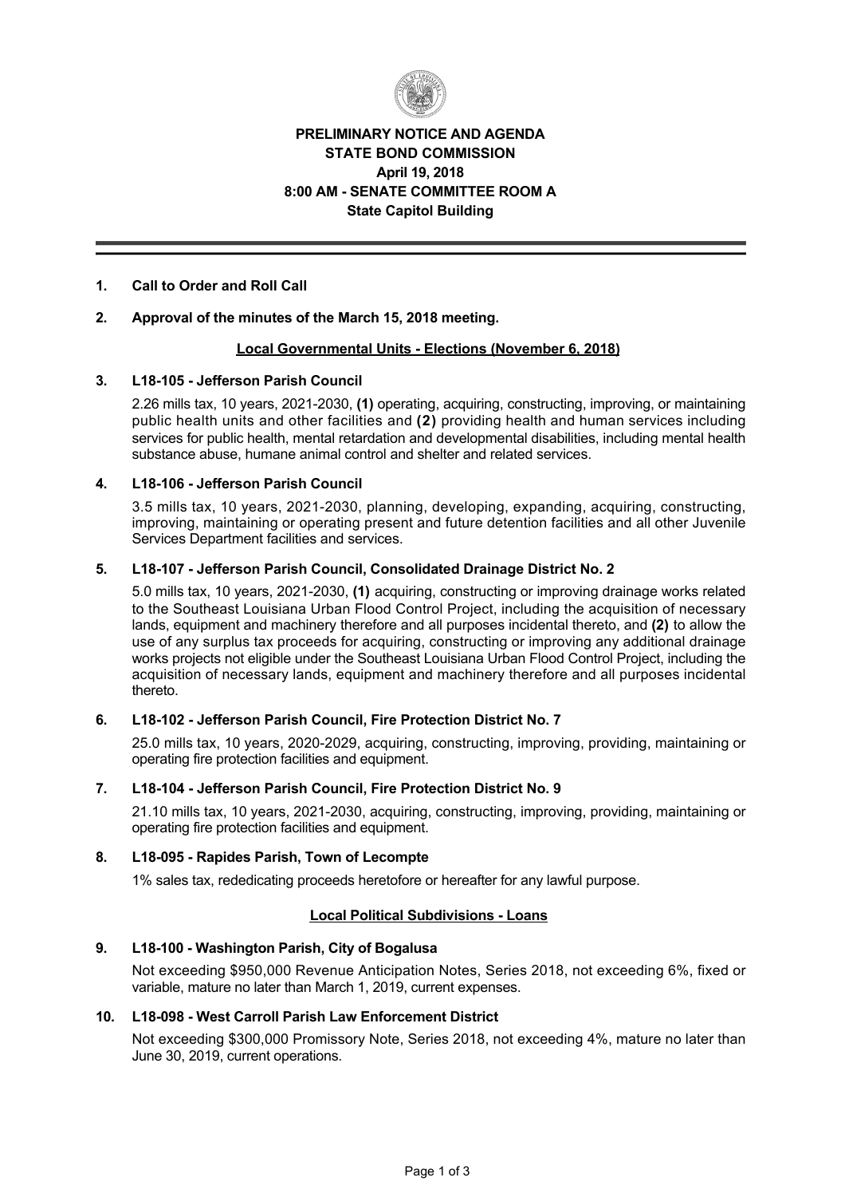**PRELIMINARY NOTICE AND AGENDA**
**STATE BOND COMMISSION**
**April 19, 2018**
**8:00 AM - SENATE COMMITTEE ROOM A**
**State Capitol Building**

---

**1. Call to Order and Roll Call**

**2. Approval of the minutes of the March 15, 2018 meeting.**

**Local Governmental Units - Elections (November 6, 2018)**

**3. L18-105 - Jefferson Parish Council**

2.26 mills tax, 10 years, 2021-2030, **(1)** operating, acquiring, constructing, improving, or maintaining public health units and other facilities and **(2)** providing health and human services including services for public health, mental retardation and developmental disabilities, including mental health substance abuse, humane animal control and shelter and related services.

**4. L18-106 - Jefferson Parish Council**

3.5 mills tax, 10 years, 2021-2030, planning, developing, expanding, acquiring, constructing, improving, maintaining or operating present and future detention facilities and all other Juvenile Services Department facilities and services.

**5. L18-107 - Jefferson Parish Council, Consolidated Drainage District No. 2**

5.0 mills tax, 10 years, 2021-2030, **(1)** acquiring, constructing or improving drainage works related to the Southeast Louisiana Urban Flood Control Project, including the acquisition of necessary lands, equipment and machinery therefore and all purposes incidental thereto, and **(2)** to allow the use of any surplus tax proceeds for acquiring, constructing or improving any additional drainage works projects not eligible under the Southeast Louisiana Urban Flood Control Project, including the acquisition of necessary lands, equipment and machinery therefore and all purposes incidental thereto.

**6. L18-102 - Jefferson Parish Council, Fire Protection District No. 7**

25.0 mills tax, 10 years, 2020-2029, acquiring, constructing, improving, providing, maintaining or operating fire protection facilities and equipment.

**7. L18-104 - Jefferson Parish Council, Fire Protection District No. 9**

21.10 mills tax, 10 years, 2021-2030, acquiring, constructing, improving, providing, maintaining or operating fire protection facilities and equipment.

**8. L18-095 - Rapides Parish, Town of Lecompte**

1% sales tax, rededicating proceeds heretofore or hereafter for any lawful purpose.

**Local Political Subdivisions - Loans**

**9. L18-100 - Washington Parish, City of Bogalusa**

Not exceeding $950,000 Revenue Anticipation Notes, Series 2018, not exceeding 6%, fixed or variable, mature no later than March 1, 2019, current expenses.

**10. L18-098 - West Carroll Parish Law Enforcement District**

Not exceeding $300,000 Promissory Note, Series 2018, not exceeding 4%, mature no later than June 30, 2019, current operations.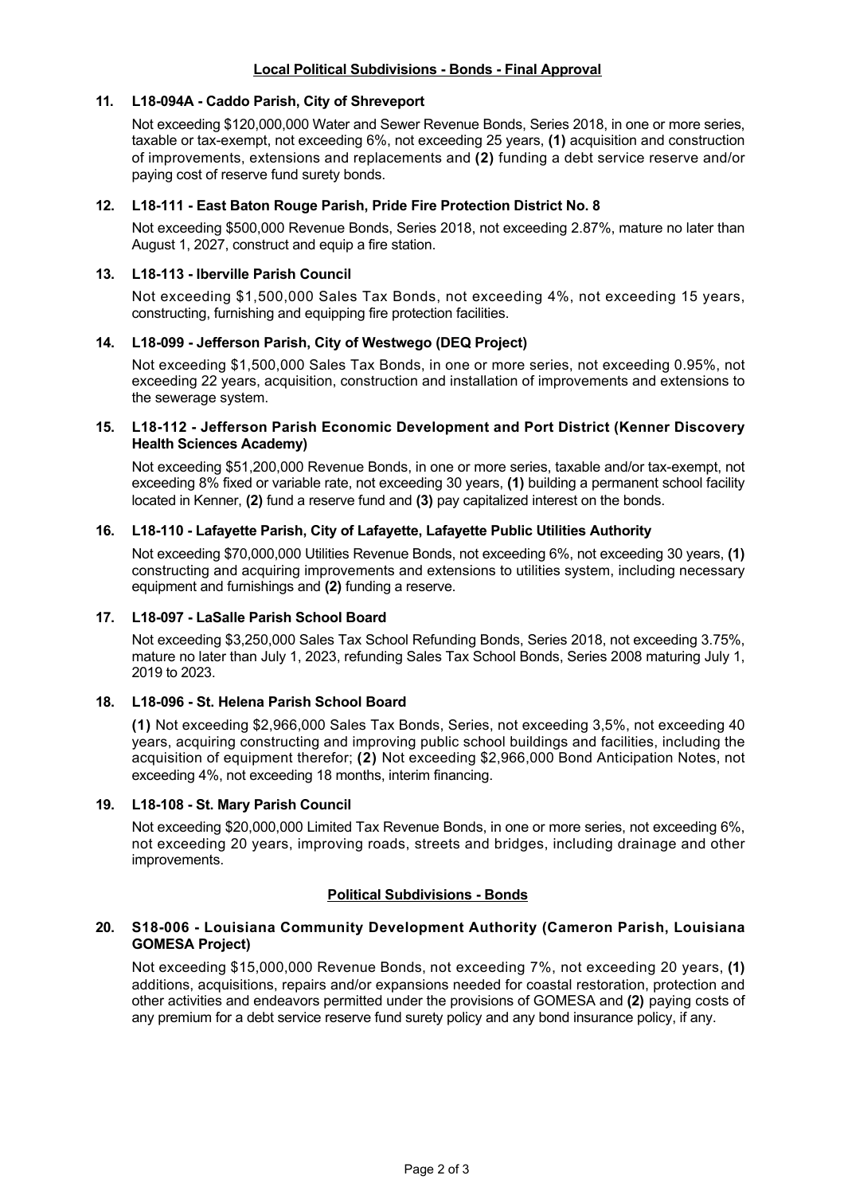## Local Political Subdivisions - Bonds - Final Approval

**11. L18-094A - Caddo Parish, City of Shreveport**

Not exceeding $120,000,000 Water and Sewer Revenue Bonds, Series 2018, in one or more series, taxable or tax-exempt, not exceeding 6%, not exceeding 25 years, **(1)** acquisition and construction of improvements, extensions and replacements and **(2)** funding a debt service reserve and/or paying cost of reserve fund surety bonds.

**12. L18-111 - East Baton Rouge Parish, Pride Fire Protection District No. 8**

Not exceeding $500,000 Revenue Bonds, Series 2018, not exceeding 2.87%, mature no later than August 1, 2027, construct and equip a fire station.

**13. L18-113 - Iberville Parish Council**

Not exceeding $1,500,000 Sales Tax Bonds, not exceeding 4%, not exceeding 15 years, constructing, furnishing and equipping fire protection facilities.

**14. L18-099 - Jefferson Parish, City of Westwego (DEQ Project)**

Not exceeding $1,500,000 Sales Tax Bonds, in one or more series, not exceeding 0.95%, not exceeding 22 years, acquisition, construction and installation of improvements and extensions to the sewerage system.

**15. L18-112 - Jefferson Parish Economic Development and Port District (Kenner Discovery Health Sciences Academy)**

Not exceeding $51,200,000 Revenue Bonds, in one or more series, taxable and/or tax-exempt, not exceeding 8% fixed or variable rate, not exceeding 30 years, **(1)** building a permanent school facility located in Kenner, **(2)** fund a reserve fund and **(3)** pay capitalized interest on the bonds.

**16. L18-110 - Lafayette Parish, City of Lafayette, Lafayette Public Utilities Authority**

Not exceeding $70,000,000 Utilities Revenue Bonds, not exceeding 6%, not exceeding 30 years, **(1)** constructing and acquiring improvements and extensions to utilities system, including necessary equipment and furnishings and **(2)** funding a reserve.

**17. L18-097 - LaSalle Parish School Board**

Not exceeding $3,250,000 Sales Tax School Refunding Bonds, Series 2018, not exceeding 3.75%, mature no later than July 1, 2023, refunding Sales Tax School Bonds, Series 2008 maturing July 1, 2019 to 2023.

**18. L18-096 - St. Helena Parish School Board**

**(1)** Not exceeding $2,966,000 Sales Tax Bonds, Series, not exceeding 3,5%, not exceeding 40 years, acquiring constructing and improving public school buildings and facilities, including the acquisition of equipment therefor; **(2)** Not exceeding $2,966,000 Bond Anticipation Notes, not exceeding 4%, not exceeding 18 months, interim financing.

**19. L18-108 - St. Mary Parish Council**

Not exceeding $20,000,000 Limited Tax Revenue Bonds, in one or more series, not exceeding 6%, not exceeding 20 years, improving roads, streets and bridges, including drainage and other improvements.

## Political Subdivisions - Bonds

**20. S18-006 - Louisiana Community Development Authority (Cameron Parish, Louisiana GOMESA Project)**

Not exceeding $15,000,000 Revenue Bonds, not exceeding 7%, not exceeding 20 years, **(1)** additions, acquisitions, repairs and/or expansions needed for coastal restoration, protection and other activities and endeavors permitted under the provisions of GOMESA and **(2)** paying costs of any premium for a debt service reserve fund surety policy and any bond insurance policy, if any.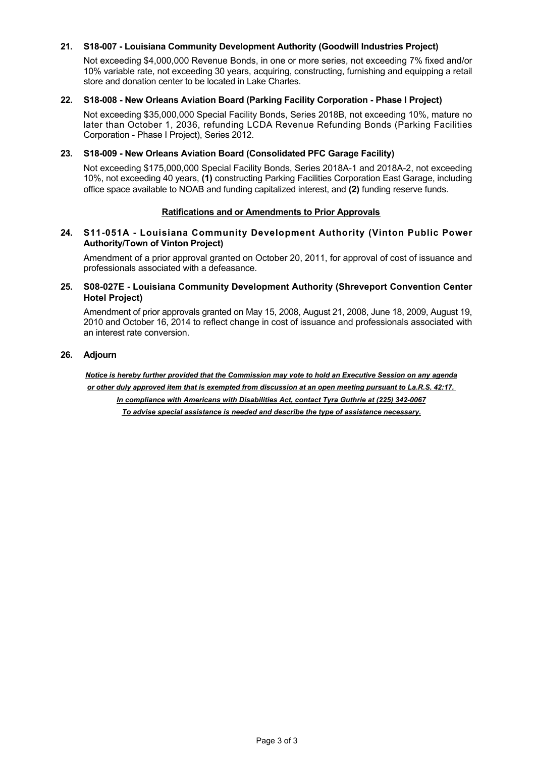**21. S18-007 - Louisiana Community Development Authority (Goodwill Industries Project)**

Not exceeding $4,000,000 Revenue Bonds, in one or more series, not exceeding 7% fixed and/or 10% variable rate, not exceeding 30 years, acquiring, constructing, furnishing and equipping a retail store and donation center to be located in Lake Charles.

**22. S18-008 - New Orleans Aviation Board (Parking Facility Corporation - Phase I Project)**

Not exceeding $35,000,000 Special Facility Bonds, Series 2018B, not exceeding 10%, mature no later than October 1, 2036, refunding LCDA Revenue Refunding Bonds (Parking Facilities Corporation - Phase I Project), Series 2012.

**23. S18-009 - New Orleans Aviation Board (Consolidated PFC Garage Facility)**

Not exceeding $175,000,000 Special Facility Bonds, Series 2018A-1 and 2018A-2, not exceeding 10%, not exceeding 40 years, **(1)** constructing Parking Facilities Corporation East Garage, including office space available to NOAB and funding capitalized interest, and **(2)** funding reserve funds.

## Ratifications and or Amendments to Prior Approvals

**24. S11-051A - Louisiana Community Development Authority (Vinton Public Power Authority/Town of Vinton Project)**

Amendment of a prior approval granted on October 20, 2011, for approval of cost of issuance and professionals associated with a defeasance.

**25. S08-027E - Louisiana Community Development Authority (Shreveport Convention Center Hotel Project)**

Amendment of prior approvals granted on May 15, 2008, August 21, 2008, June 18, 2009, August 19, 2010 and October 16, 2014 to reflect change in cost of issuance and professionals associated with an interest rate conversion.

**26. Adjourn**

***Notice is hereby further provided that the Commission may vote to hold an Executive Session on any agenda or other duly approved item that is exempted from discussion at an open meeting pursuant to La.R.S. 42:17.***

***In compliance with Americans with Disabilities Act, contact Tyra Guthrie at (225) 342-0067***

***To advise special assistance is needed and describe the type of assistance necessary.***